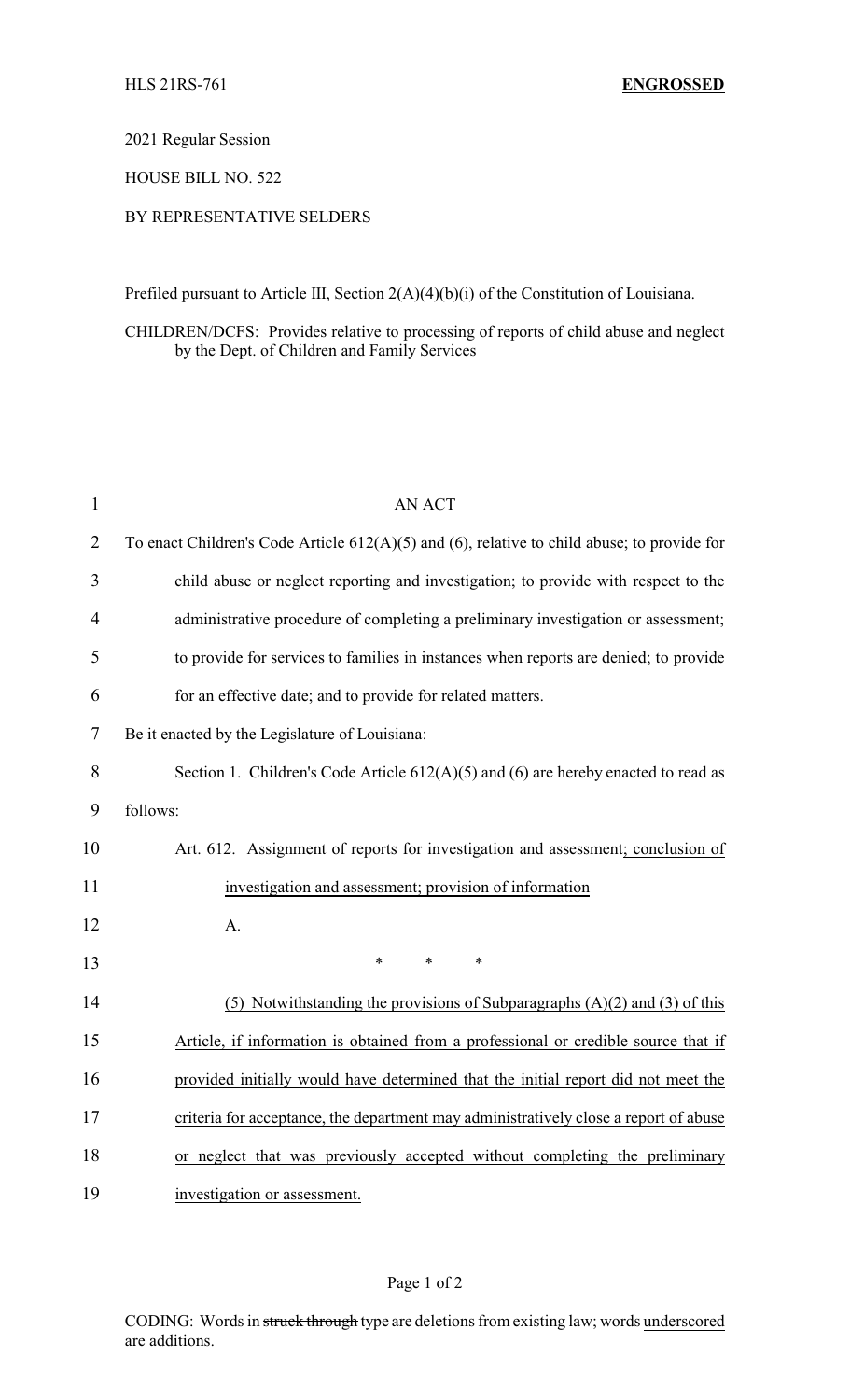HLS 21RS-761 **ENGROSSED**

2021 Regular Session

HOUSE BILL NO. 522

BY REPRESENTATIVE SELDERS

Prefiled pursuant to Article III, Section 2(A)(4)(b)(i) of the Constitution of Louisiana.

CHILDREN/DCFS: Provides relative to processing of reports of child abuse and neglect by the Dept. of Children and Family Services

AN ACT

To enact Children's Code Article 612(A)(5) and (6), relative to child abuse; to provide for child abuse or neglect reporting and investigation; to provide with respect to the administrative procedure of completing a preliminary investigation or assessment; to provide for services to families in instances when reports are denied; to provide for an effective date; and to provide for related matters.

Be it enacted by the Legislature of Louisiana:

Section 1. Children's Code Article 612(A)(5) and (6) are hereby enacted to read as follows:

Art. 612. Assignment of reports for investigation and assessment; conclusion of investigation and assessment; provision of information

A.

\* \* \*

(5) Notwithstanding the provisions of Subparagraphs (A)(2) and (3) of this Article, if information is obtained from a professional or credible source that if provided initially would have determined that the initial report did not meet the criteria for acceptance, the department may administratively close a report of abuse or neglect that was previously accepted without completing the preliminary investigation or assessment.

CODING: Words in ~~struck through~~ type are deletions from existing law; words underscored are additions.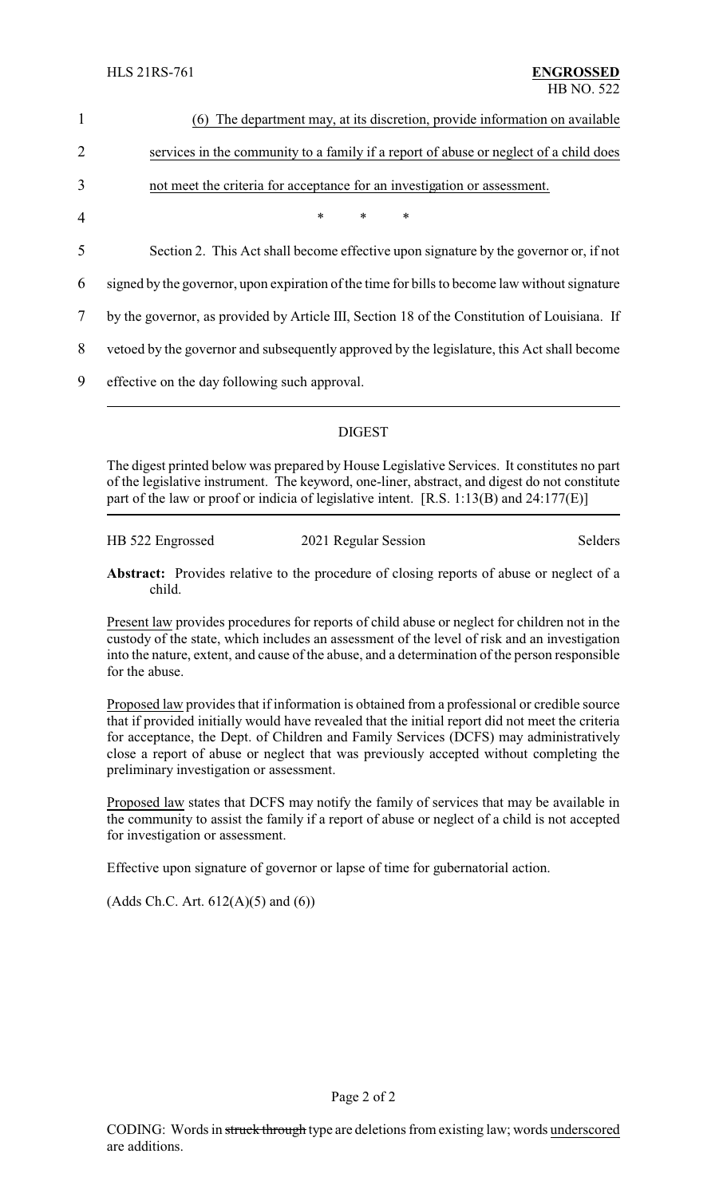(6) <u>The department may, at its discretion, provide information on available services in the community to a family if a report of abuse or neglect of a child does not meet the criteria for acceptance for an investigation or assessment.</u>

\* \* \*

Section 2. This Act shall become effective upon signature by the governor or, if not signed by the governor, upon expiration of the time for bills to become law without signature by the governor, as provided by Article III, Section 18 of the Constitution of Louisiana. If vetoed by the governor and subsequently approved by the legislature, this Act shall become effective on the day following such approval.

---

## DIGEST

The digest printed below was prepared by House Legislative Services. It constitutes no part of the legislative instrument. The keyword, one-liner, abstract, and digest do not constitute part of the law or proof or indicia of legislative intent. [R.S. 1:13(B) and 24:177(E)]

HB 522 Engrossed 2021 Regular Session Selders

**Abstract:** Provides relative to the procedure of closing reports of abuse or neglect of a child.

<u>Present law</u> provides procedures for reports of child abuse or neglect for children not in the custody of the state, which includes an assessment of the level of risk and an investigation into the nature, extent, and cause of the abuse, and a determination of the person responsible for the abuse.

<u>Proposed law</u> provides that if information is obtained from a professional or credible source that if provided initially would have revealed that the initial report did not meet the criteria for acceptance, the Dept. of Children and Family Services (DCFS) may administratively close a report of abuse or neglect that was previously accepted without completing the preliminary investigation or assessment.

<u>Proposed law</u> states that DCFS may notify the family of services that may be available in the community to assist the family if a report of abuse or neglect of a child is not accepted for investigation or assessment.

Effective upon signature of governor or lapse of time for gubernatorial action.

(Adds Ch.C. Art. 612(A)(5) and (6))